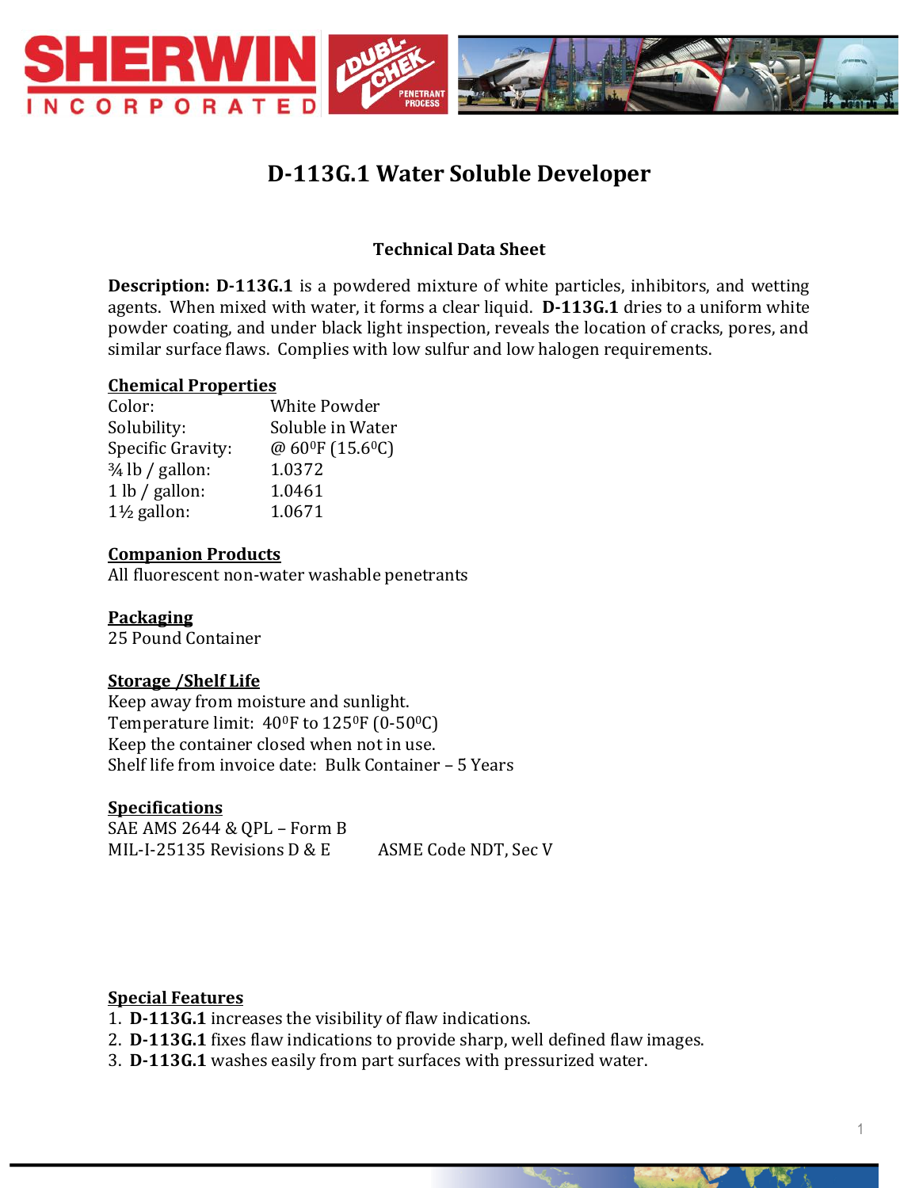# D-113G.1 Water Soluble Developer

**Technical Data Sheet**

**Description: D-113G.1** is a powdered mixture of white particles, inhibitors, and wetting agents. When mixed with water, it forms a clear liquid. **D-113G.1** dries to a uniform white powder coating, and under black light inspection, reveals the location of cracks, pores, and similar surface flaws. Complies with low sulfur and low halogen requirements.

## Chemical Properties

| | |
|---|---|
| Color: | White Powder |
| Solubility: | Soluble in Water |
| Specific Gravity: | @ 60$^0$F (15.6$^0$C) |
| ¾ lb / gallon: | 1.0372 |
| 1 lb / gallon: | 1.0461 |
| 1½ gallon: | 1.0671 |

## Companion Products

All fluorescent non-water washable penetrants

## Packaging

25 Pound Container

## Storage /Shelf Life

Keep away from moisture and sunlight.
Temperature limit: 40$^0$F to 125$^0$F (0-50$^0$C)
Keep the container closed when not in use.
Shelf life from invoice date: Bulk Container – 5 Years

## Specifications

SAE AMS 2644 & QPL – Form B
MIL-I-25135 Revisions D & E
ASME Code NDT, Sec V

## Special Features

1. **D-113G.1** increases the visibility of flaw indications.
2. **D-113G.1** fixes flaw indications to provide sharp, well defined flaw images.
3. **D-113G.1** washes easily from part surfaces with pressurized water.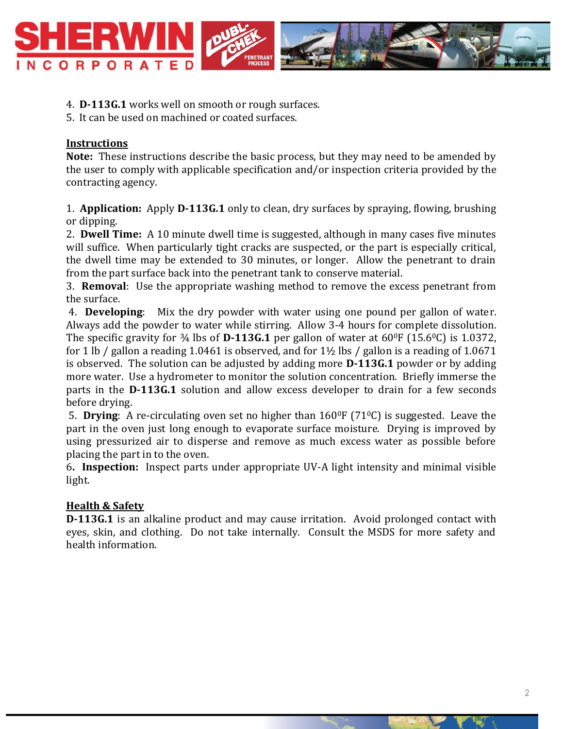4. **D-113G.1** works well on smooth or rough surfaces.
5. It can be used on machined or coated surfaces.

## Instructions

**Note:** These instructions describe the basic process, but they may need to be amended by the user to comply with applicable specification and/or inspection criteria provided by the contracting agency.

1. **Application:** Apply **D-113G.1** only to clean, dry surfaces by spraying, flowing, brushing or dipping.
2. **Dwell Time:** A 10 minute dwell time is suggested, although in many cases five minutes will suffice. When particularly tight cracks are suspected, or the part is especially critical, the dwell time may be extended to 30 minutes, or longer. Allow the penetrant to drain from the part surface back into the penetrant tank to conserve material.
3. **Removal**: Use the appropriate washing method to remove the excess penetrant from the surface.
4. **Developing**: Mix the dry powder with water using one pound per gallon of water. Always add the powder to water while stirring. Allow 3-4 hours for complete dissolution. The specific gravity for ¾ lbs of **D-113G.1** per gallon of water at 60$^{0}$F (15.6$^{0}$C) is 1.0372, for 1 lb / gallon a reading 1.0461 is observed, and for 1½ lbs / gallon is a reading of 1.0671 is observed. The solution can be adjusted by adding more **D-113G.1** powder or by adding more water. Use a hydrometer to monitor the solution concentration. Briefly immerse the parts in the **D-113G.1** solution and allow excess developer to drain for a few seconds before drying.
5. **Drying**: A re-circulating oven set no higher than 160$^{0}$F (71$^{0}$C) is suggested. Leave the part in the oven just long enough to evaporate surface moisture. Drying is improved by using pressurized air to disperse and remove as much excess water as possible before placing the part in to the oven.
6. **Inspection:** Inspect parts under appropriate UV-A light intensity and minimal visible light.

## Health & Safety

**D-113G.1** is an alkaline product and may cause irritation. Avoid prolonged contact with eyes, skin, and clothing. Do not take internally. Consult the MSDS for more safety and health information.